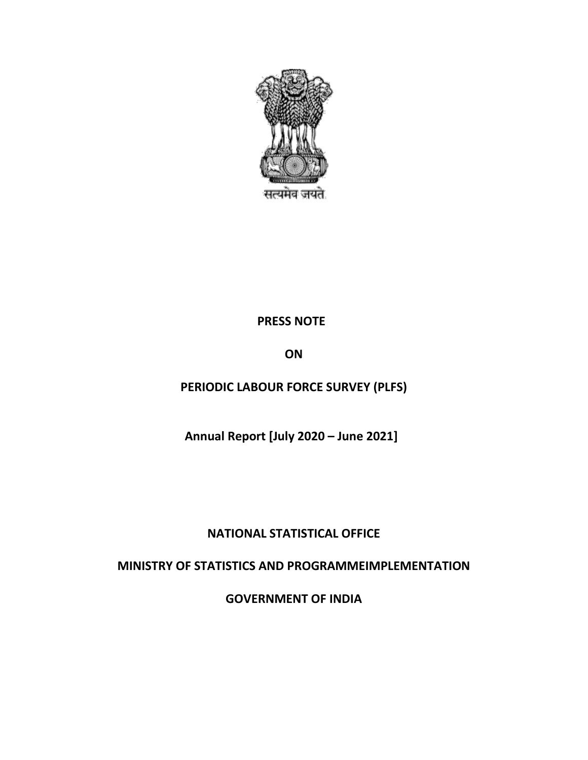सत्यमेव जयते

**PRESS NOTE**

**ON**

**PERIODIC LABOUR FORCE SURVEY (PLFS)**

**Annual Report [July 2020 – June 2021]**

**NATIONAL STATISTICAL OFFICE**

**MINISTRY OF STATISTICS AND PROGRAMMEIMPLEMENTATION**

**GOVERNMENT OF INDIA**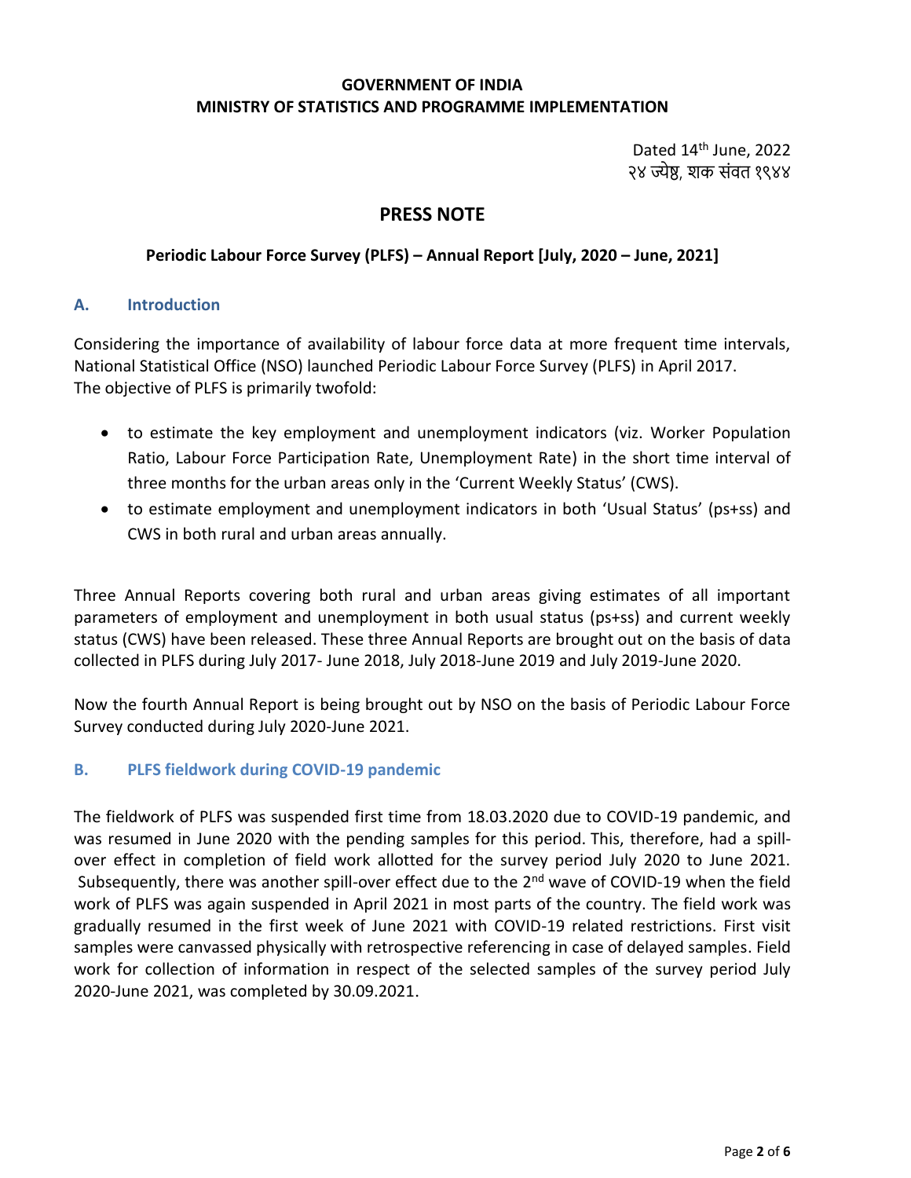**GOVERNMENT OF INDIA**
**MINISTRY OF STATISTICS AND PROGRAMME IMPLEMENTATION**

Dated 14th June, 2022
२४ ज्येष्ठ, शक संवत १९४४

# PRESS NOTE

**Periodic Labour Force Survey (PLFS) – Annual Report [July, 2020 – June, 2021]**

## A. Introduction

Considering the importance of availability of labour force data at more frequent time intervals, National Statistical Office (NSO) launched Periodic Labour Force Survey (PLFS) in April 2017. The objective of PLFS is primarily twofold:

- to estimate the key employment and unemployment indicators (viz. Worker Population Ratio, Labour Force Participation Rate, Unemployment Rate) in the short time interval of three months for the urban areas only in the 'Current Weekly Status' (CWS).
- to estimate employment and unemployment indicators in both 'Usual Status' (ps+ss) and CWS in both rural and urban areas annually.

Three Annual Reports covering both rural and urban areas giving estimates of all important parameters of employment and unemployment in both usual status (ps+ss) and current weekly status (CWS) have been released. These three Annual Reports are brought out on the basis of data collected in PLFS during July 2017- June 2018, July 2018-June 2019 and July 2019-June 2020.

Now the fourth Annual Report is being brought out by NSO on the basis of Periodic Labour Force Survey conducted during July 2020-June 2021.

## B. PLFS fieldwork during COVID-19 pandemic

The fieldwork of PLFS was suspended first time from 18.03.2020 due to COVID-19 pandemic, and was resumed in June 2020 with the pending samples for this period. This, therefore, had a spill-over effect in completion of field work allotted for the survey period July 2020 to June 2021. Subsequently, there was another spill-over effect due to the 2nd wave of COVID-19 when the field work of PLFS was again suspended in April 2021 in most parts of the country. The field work was gradually resumed in the first week of June 2021 with COVID-19 related restrictions. First visit samples were canvassed physically with retrospective referencing in case of delayed samples. Field work for collection of information in respect of the selected samples of the survey period July 2020-June 2021, was completed by 30.09.2021.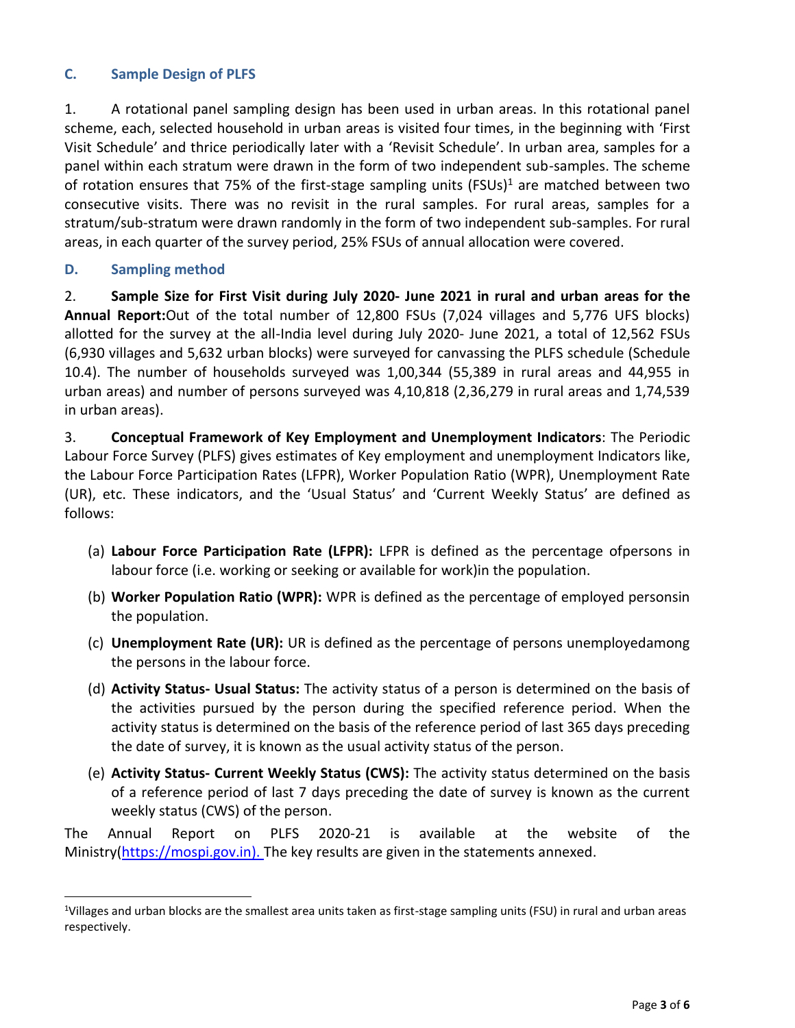## C. Sample Design of PLFS

1. A rotational panel sampling design has been used in urban areas. In this rotational panel scheme, each, selected household in urban areas is visited four times, in the beginning with 'First Visit Schedule' and thrice periodically later with a 'Revisit Schedule'. In urban area, samples for a panel within each stratum were drawn in the form of two independent sub-samples. The scheme of rotation ensures that 75% of the first-stage sampling units (FSUs)[1] are matched between two consecutive visits. There was no revisit in the rural samples. For rural areas, samples for a stratum/sub-stratum were drawn randomly in the form of two independent sub-samples. For rural areas, in each quarter of the survey period, 25% FSUs of annual allocation were covered.

## D. Sampling method

2. **Sample Size for First Visit during July 2020- June 2021 in rural and urban areas for the Annual Report:**Out of the total number of 12,800 FSUs (7,024 villages and 5,776 UFS blocks) allotted for the survey at the all-India level during July 2020- June 2021, a total of 12,562 FSUs (6,930 villages and 5,632 urban blocks) were surveyed for canvassing the PLFS schedule (Schedule 10.4). The number of households surveyed was 1,00,344 (55,389 in rural areas and 44,955 in urban areas) and number of persons surveyed was 4,10,818 (2,36,279 in rural areas and 1,74,539 in urban areas).

3. **Conceptual Framework of Key Employment and Unemployment Indicators**: The Periodic Labour Force Survey (PLFS) gives estimates of Key employment and unemployment Indicators like, the Labour Force Participation Rates (LFPR), Worker Population Ratio (WPR), Unemployment Rate (UR), etc. These indicators, and the 'Usual Status' and 'Current Weekly Status' are defined as follows:

(a) **Labour Force Participation Rate (LFPR):** LFPR is defined as the percentage ofpersons in labour force (i.e. working or seeking or available for work)in the population.

(b) **Worker Population Ratio (WPR):** WPR is defined as the percentage of employed personsin the population.

(c) **Unemployment Rate (UR):** UR is defined as the percentage of persons unemployedamong the persons in the labour force.

(d) **Activity Status- Usual Status:** The activity status of a person is determined on the basis of the activities pursued by the person during the specified reference period. When the activity status is determined on the basis of the reference period of last 365 days preceding the date of survey, it is known as the usual activity status of the person.

(e) **Activity Status- Current Weekly Status (CWS):** The activity status determined on the basis of a reference period of last 7 days preceding the date of survey is known as the current weekly status (CWS) of the person.

The Annual Report on PLFS 2020-21 is available at the website of the Ministry(https://mospi.gov.in). The key results are given in the statements annexed.

---

[1]Villages and urban blocks are the smallest area units taken as first-stage sampling units (FSU) in rural and urban areas respectively.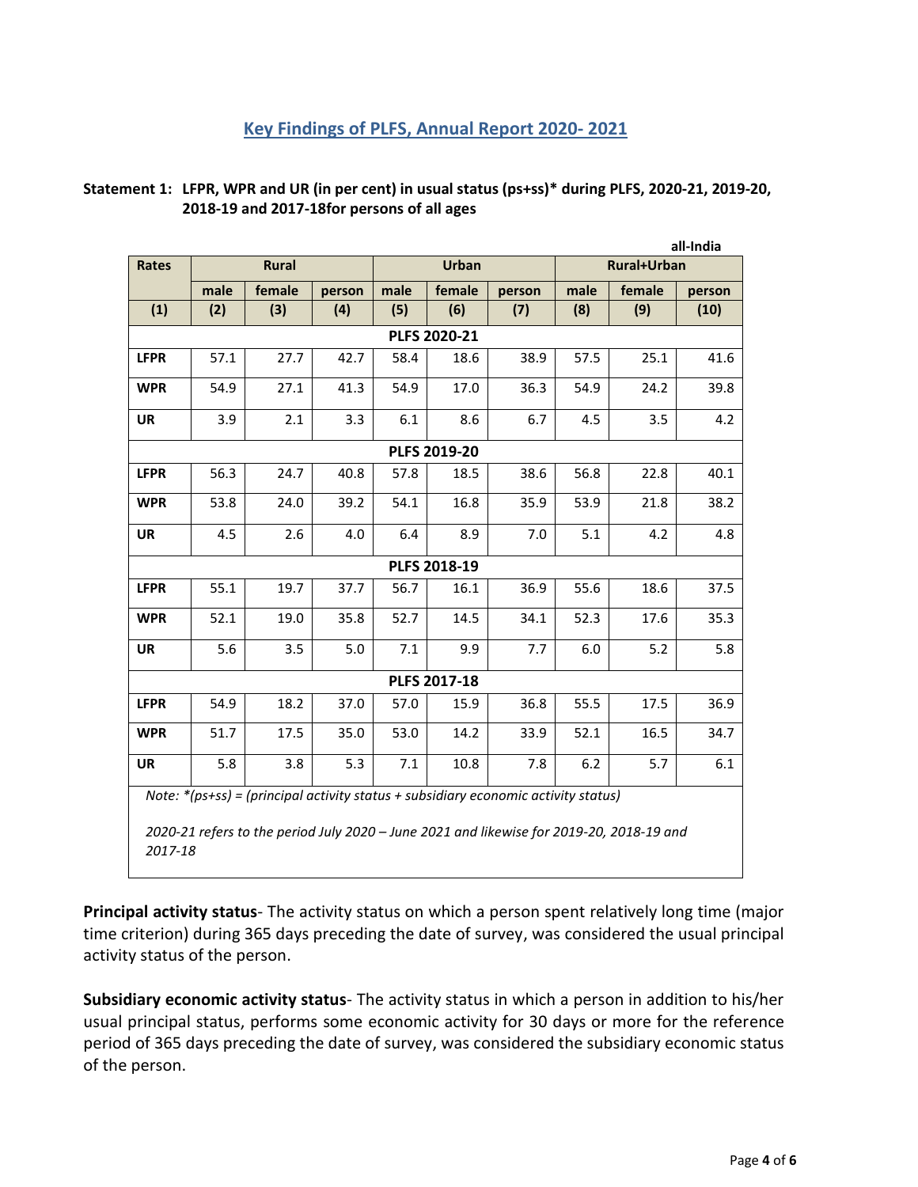## Key Findings of PLFS, Annual Report 2020- 2021

**Statement 1: LFPR, WPR and UR (in per cent) in usual status (ps+ss)* during PLFS, 2020-21, 2019-20, 2018-19 and 2017-18for persons of all ages**

all-India

| Rates | Rural | | | Urban | | | Rural+Urban | | |
|---|---|---|---|---|---|---|---|---|---|
| | male | female | person | male | female | person | male | female | person |
| (1) | (2) | (3) | (4) | (5) | (6) | (7) | (8) | (9) | (10) |
| **PLFS 2020-21** | | | | | | | | | |
| **LFPR** | 57.1 | 27.7 | 42.7 | 58.4 | 18.6 | 38.9 | 57.5 | 25.1 | 41.6 |
| **WPR** | 54.9 | 27.1 | 41.3 | 54.9 | 17.0 | 36.3 | 54.9 | 24.2 | 39.8 |
| **UR** | 3.9 | 2.1 | 3.3 | 6.1 | 8.6 | 6.7 | 4.5 | 3.5 | 4.2 |
| **PLFS 2019-20** | | | | | | | | | |
| **LFPR** | 56.3 | 24.7 | 40.8 | 57.8 | 18.5 | 38.6 | 56.8 | 22.8 | 40.1 |
| **WPR** | 53.8 | 24.0 | 39.2 | 54.1 | 16.8 | 35.9 | 53.9 | 21.8 | 38.2 |
| **UR** | 4.5 | 2.6 | 4.0 | 6.4 | 8.9 | 7.0 | 5.1 | 4.2 | 4.8 |
| **PLFS 2018-19** | | | | | | | | | |
| **LFPR** | 55.1 | 19.7 | 37.7 | 56.7 | 16.1 | 36.9 | 55.6 | 18.6 | 37.5 |
| **WPR** | 52.1 | 19.0 | 35.8 | 52.7 | 14.5 | 34.1 | 52.3 | 17.6 | 35.3 |
| **UR** | 5.6 | 3.5 | 5.0 | 7.1 | 9.9 | 7.7 | 6.0 | 5.2 | 5.8 |
| **PLFS 2017-18** | | | | | | | | | |
| **LFPR** | 54.9 | 18.2 | 37.0 | 57.0 | 15.9 | 36.8 | 55.5 | 17.5 | 36.9 |
| **WPR** | 51.7 | 17.5 | 35.0 | 53.0 | 14.2 | 33.9 | 52.1 | 16.5 | 34.7 |
| **UR** | 5.8 | 3.8 | 5.3 | 7.1 | 10.8 | 7.8 | 6.2 | 5.7 | 6.1 |

*Note: *(ps+ss) = (principal activity status + subsidiary economic activity status)*

*2020-21 refers to the period July 2020 – June 2021 and likewise for 2019-20, 2018-19 and 2017-18*

**Principal activity status**- The activity status on which a person spent relatively long time (major time criterion) during 365 days preceding the date of survey, was considered the usual principal activity status of the person.

**Subsidiary economic activity status**- The activity status in which a person in addition to his/her usual principal status, performs some economic activity for 30 days or more for the reference period of 365 days preceding the date of survey, was considered the subsidiary economic status of the person.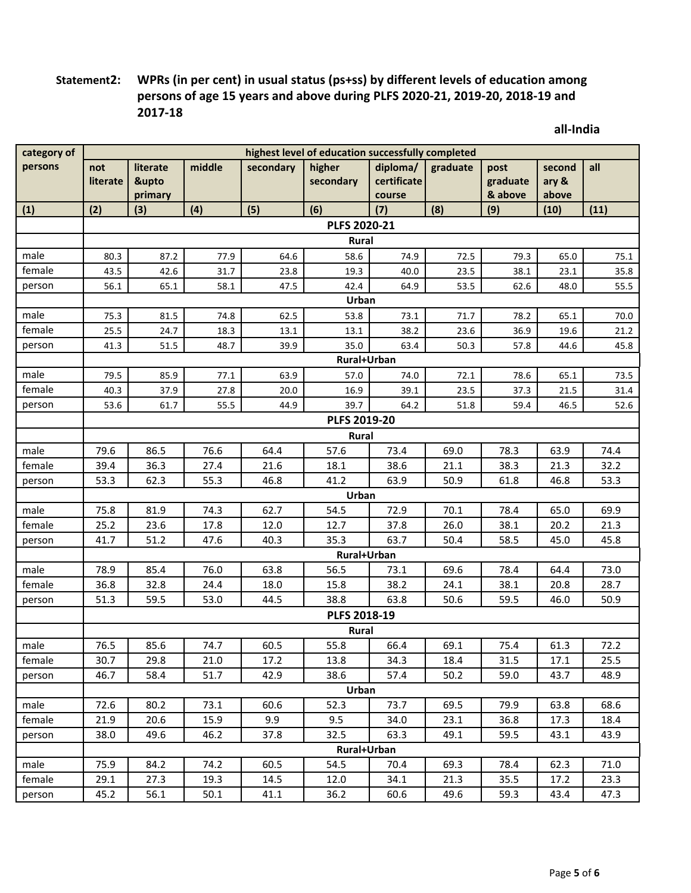**Statement2: WPRs (in per cent) in usual status (ps+ss) by different levels of education among persons of age 15 years and above during PLFS 2020-21, 2019-20, 2018-19 and 2017-18**

**all-India**

| category of persons | highest level of education successfully completed | | | | | | | | | |
|---|---|---|---|---|---|---|---|---|---|---|
| | not literate | literate &upto primary | middle | secondary | higher secondary | diploma/ certificate course | graduate | post graduate & above | secondary & above | all |
| (1) | (2) | (3) | (4) | (5) | (6) | (7) | (8) | (9) | (10) | (11) |
| | **PLFS 2020-21** | | | | | | | | | |
| | **Rural** | | | | | | | | | |
| male | 80.3 | 87.2 | 77.9 | 64.6 | 58.6 | 74.9 | 72.5 | 79.3 | 65.0 | 75.1 |
| female | 43.5 | 42.6 | 31.7 | 23.8 | 19.3 | 40.0 | 23.5 | 38.1 | 23.1 | 35.8 |
| person | 56.1 | 65.1 | 58.1 | 47.5 | 42.4 | 64.9 | 53.5 | 62.6 | 48.0 | 55.5 |
| | **Urban** | | | | | | | | | |
| male | 75.3 | 81.5 | 74.8 | 62.5 | 53.8 | 73.1 | 71.7 | 78.2 | 65.1 | 70.0 |
| female | 25.5 | 24.7 | 18.3 | 13.1 | 13.1 | 38.2 | 23.6 | 36.9 | 19.6 | 21.2 |
| person | 41.3 | 51.5 | 48.7 | 39.9 | 35.0 | 63.4 | 50.3 | 57.8 | 44.6 | 45.8 |
| | **Rural+Urban** | | | | | | | | | |
| male | 79.5 | 85.9 | 77.1 | 63.9 | 57.0 | 74.0 | 72.1 | 78.6 | 65.1 | 73.5 |
| female | 40.3 | 37.9 | 27.8 | 20.0 | 16.9 | 39.1 | 23.5 | 37.3 | 21.5 | 31.4 |
| person | 53.6 | 61.7 | 55.5 | 44.9 | 39.7 | 64.2 | 51.8 | 59.4 | 46.5 | 52.6 |
| | **PLFS 2019-20** | | | | | | | | | |
| | **Rural** | | | | | | | | | |
| male | 79.6 | 86.5 | 76.6 | 64.4 | 57.6 | 73.4 | 69.0 | 78.3 | 63.9 | 74.4 |
| female | 39.4 | 36.3 | 27.4 | 21.6 | 18.1 | 38.6 | 21.1 | 38.3 | 21.3 | 32.2 |
| person | 53.3 | 62.3 | 55.3 | 46.8 | 41.2 | 63.9 | 50.9 | 61.8 | 46.8 | 53.3 |
| | **Urban** | | | | | | | | | |
| male | 75.8 | 81.9 | 74.3 | 62.7 | 54.5 | 72.9 | 70.1 | 78.4 | 65.0 | 69.9 |
| female | 25.2 | 23.6 | 17.8 | 12.0 | 12.7 | 37.8 | 26.0 | 38.1 | 20.2 | 21.3 |
| person | 41.7 | 51.2 | 47.6 | 40.3 | 35.3 | 63.7 | 50.4 | 58.5 | 45.0 | 45.8 |
| | **Rural+Urban** | | | | | | | | | |
| male | 78.9 | 85.4 | 76.0 | 63.8 | 56.5 | 73.1 | 69.6 | 78.4 | 64.4 | 73.0 |
| female | 36.8 | 32.8 | 24.4 | 18.0 | 15.8 | 38.2 | 24.1 | 38.1 | 20.8 | 28.7 |
| person | 51.3 | 59.5 | 53.0 | 44.5 | 38.8 | 63.8 | 50.6 | 59.5 | 46.0 | 50.9 |
| | **PLFS 2018-19** | | | | | | | | | |
| | **Rural** | | | | | | | | | |
| male | 76.5 | 85.6 | 74.7 | 60.5 | 55.8 | 66.4 | 69.1 | 75.4 | 61.3 | 72.2 |
| female | 30.7 | 29.8 | 21.0 | 17.2 | 13.8 | 34.3 | 18.4 | 31.5 | 17.1 | 25.5 |
| person | 46.7 | 58.4 | 51.7 | 42.9 | 38.6 | 57.4 | 50.2 | 59.0 | 43.7 | 48.9 |
| | **Urban** | | | | | | | | | |
| male | 72.6 | 80.2 | 73.1 | 60.6 | 52.3 | 73.7 | 69.5 | 79.9 | 63.8 | 68.6 |
| female | 21.9 | 20.6 | 15.9 | 9.9 | 9.5 | 34.0 | 23.1 | 36.8 | 17.3 | 18.4 |
| person | 38.0 | 49.6 | 46.2 | 37.8 | 32.5 | 63.3 | 49.1 | 59.5 | 43.1 | 43.9 |
| | **Rural+Urban** | | | | | | | | | |
| male | 75.9 | 84.2 | 74.2 | 60.5 | 54.5 | 70.4 | 69.3 | 78.4 | 62.3 | 71.0 |
| female | 29.1 | 27.3 | 19.3 | 14.5 | 12.0 | 34.1 | 21.3 | 35.5 | 17.2 | 23.3 |
| person | 45.2 | 56.1 | 50.1 | 41.1 | 36.2 | 60.6 | 49.6 | 59.3 | 43.4 | 47.3 |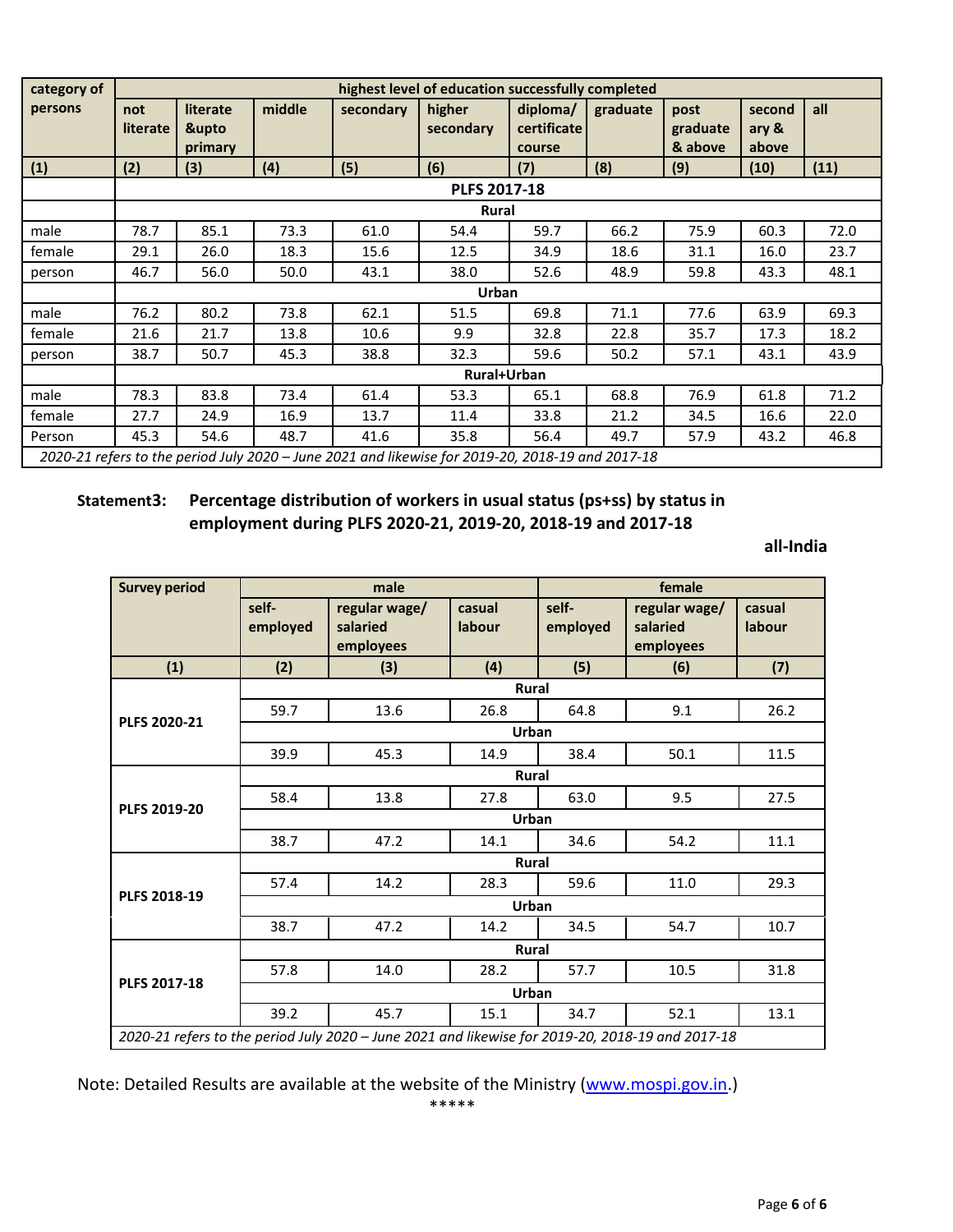| category of persons | highest level of education successfully completed | | | | | | | | | |
|---|---|---|---|---|---|---|---|---|---|---|
| | not literate | literate &upto primary | middle | secondary | higher secondary | diploma/ certificate course | graduate | post graduate & above | second ary & above | all |
| (1) | (2) | (3) | (4) | (5) | (6) | (7) | (8) | (9) | (10) | (11) |
| | **PLFS 2017-18** | | | | | | | | | |
| | **Rural** | | | | | | | | | |
| male | 78.7 | 85.1 | 73.3 | 61.0 | 54.4 | 59.7 | 66.2 | 75.9 | 60.3 | 72.0 |
| female | 29.1 | 26.0 | 18.3 | 15.6 | 12.5 | 34.9 | 18.6 | 31.1 | 16.0 | 23.7 |
| person | 46.7 | 56.0 | 50.0 | 43.1 | 38.0 | 52.6 | 48.9 | 59.8 | 43.3 | 48.1 |
| | **Urban** | | | | | | | | | |
| male | 76.2 | 80.2 | 73.8 | 62.1 | 51.5 | 69.8 | 71.1 | 77.6 | 63.9 | 69.3 |
| female | 21.6 | 21.7 | 13.8 | 10.6 | 9.9 | 32.8 | 22.8 | 35.7 | 17.3 | 18.2 |
| person | 38.7 | 50.7 | 45.3 | 38.8 | 32.3 | 59.6 | 50.2 | 57.1 | 43.1 | 43.9 |
| | **Rural+Urban** | | | | | | | | | |
| male | 78.3 | 83.8 | 73.4 | 61.4 | 53.3 | 65.1 | 68.8 | 76.9 | 61.8 | 71.2 |
| female | 27.7 | 24.9 | 16.9 | 13.7 | 11.4 | 33.8 | 21.2 | 34.5 | 16.6 | 22.0 |
| Person | 45.3 | 54.6 | 48.7 | 41.6 | 35.8 | 56.4 | 49.7 | 57.9 | 43.2 | 46.8 |

*2020-21 refers to the period July 2020 – June 2021 and likewise for 2019-20, 2018-19 and 2017-18*

## Statement3: Percentage distribution of workers in usual status (ps+ss) by status in employment during PLFS 2020-21, 2019-20, 2018-19 and 2017-18

**all-India**

| Survey period | male | | | female | | |
|---|---|---|---|---|---|---|
| | self-employed | regular wage/ salaried employees | casual labour | self-employed | regular wage/ salaried employees | casual labour |
| (1) | (2) | (3) | (4) | (5) | (6) | (7) |
| **PLFS 2020-21** | **Rural** | | | | | |
| | 59.7 | 13.6 | 26.8 | 64.8 | 9.1 | 26.2 |
| | **Urban** | | | | | |
| | 39.9 | 45.3 | 14.9 | 38.4 | 50.1 | 11.5 |
| **PLFS 2019-20** | **Rural** | | | | | |
| | 58.4 | 13.8 | 27.8 | 63.0 | 9.5 | 27.5 |
| | **Urban** | | | | | |
| | 38.7 | 47.2 | 14.1 | 34.6 | 54.2 | 11.1 |
| **PLFS 2018-19** | **Rural** | | | | | |
| | 57.4 | 14.2 | 28.3 | 59.6 | 11.0 | 29.3 |
| | **Urban** | | | | | |
| | 38.7 | 47.2 | 14.2 | 34.5 | 54.7 | 10.7 |
| **PLFS 2017-18** | **Rural** | | | | | |
| | 57.8 | 14.0 | 28.2 | 57.7 | 10.5 | 31.8 |
| | **Urban** | | | | | |
| | 39.2 | 45.7 | 15.1 | 34.7 | 52.1 | 13.1 |

*2020-21 refers to the period July 2020 – June 2021 and likewise for 2019-20, 2018-19 and 2017-18*

Note: Detailed Results are available at the website of the Ministry (www.mospi.gov.in.)

*****